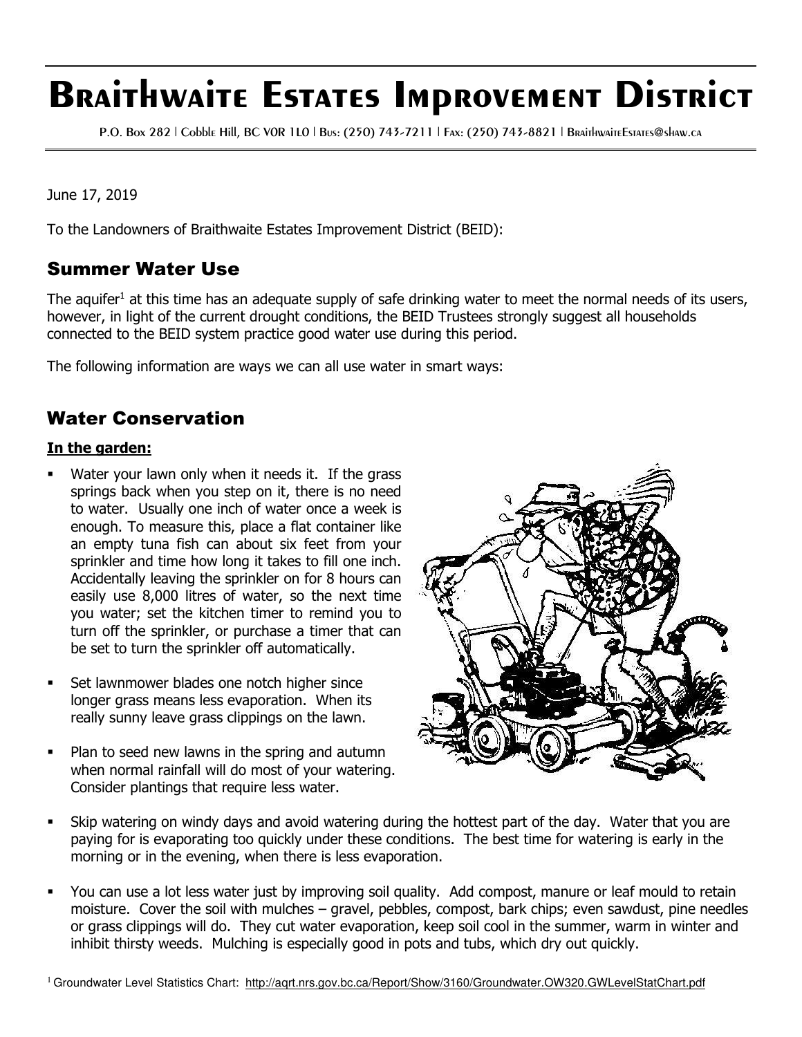# Braithwaite Estates Improvement District

P.O. Box 282 | Cobble Hill, BC V0R 1L0 | Bus: (250) 743-7211 | Fax: (250) 743-8821 | BraithwaiteEstates@shaw.ca

June 17, 2019

To the Landowners of Braithwaite Estates Improvement District (BEID):

## Summer Water Use

The aquifer[1] at this time has an adequate supply of safe drinking water to meet the normal needs of its users, however, in light of the current drought conditions, the BEID Trustees strongly suggest all households connected to the BEID system practice good water use during this period.

The following information are ways we can all use water in smart ways:

## Water Conservation

**In the garden:**

- Water your lawn only when it needs it. If the grass springs back when you step on it, there is no need to water. Usually one inch of water once a week is enough. To measure this, place a flat container like an empty tuna fish can about six feet from your sprinkler and time how long it takes to fill one inch. Accidentally leaving the sprinkler on for 8 hours can easily use 8,000 litres of water, so the next time you water; set the kitchen timer to remind you to turn off the sprinkler, or purchase a timer that can be set to turn the sprinkler off automatically.
- Set lawnmower blades one notch higher since longer grass means less evaporation. When its really sunny leave grass clippings on the lawn.
- Plan to seed new lawns in the spring and autumn when normal rainfall will do most of your watering. Consider plantings that require less water.
- Skip watering on windy days and avoid watering during the hottest part of the day. Water that you are paying for is evaporating too quickly under these conditions. The best time for watering is early in the morning or in the evening, when there is less evaporation.
- You can use a lot less water just by improving soil quality. Add compost, manure or leaf mould to retain moisture. Cover the soil with mulches – gravel, pebbles, compost, bark chips; even sawdust, pine needles or grass clippings will do. They cut water evaporation, keep soil cool in the summer, warm in winter and inhibit thirsty weeds. Mulching is especially good in pots and tubs, which dry out quickly.

[1] Groundwater Level Statistics Chart: http://aqrt.nrs.gov.bc.ca/Report/Show/3160/Groundwater.OW320.GWLevelStatChart.pdf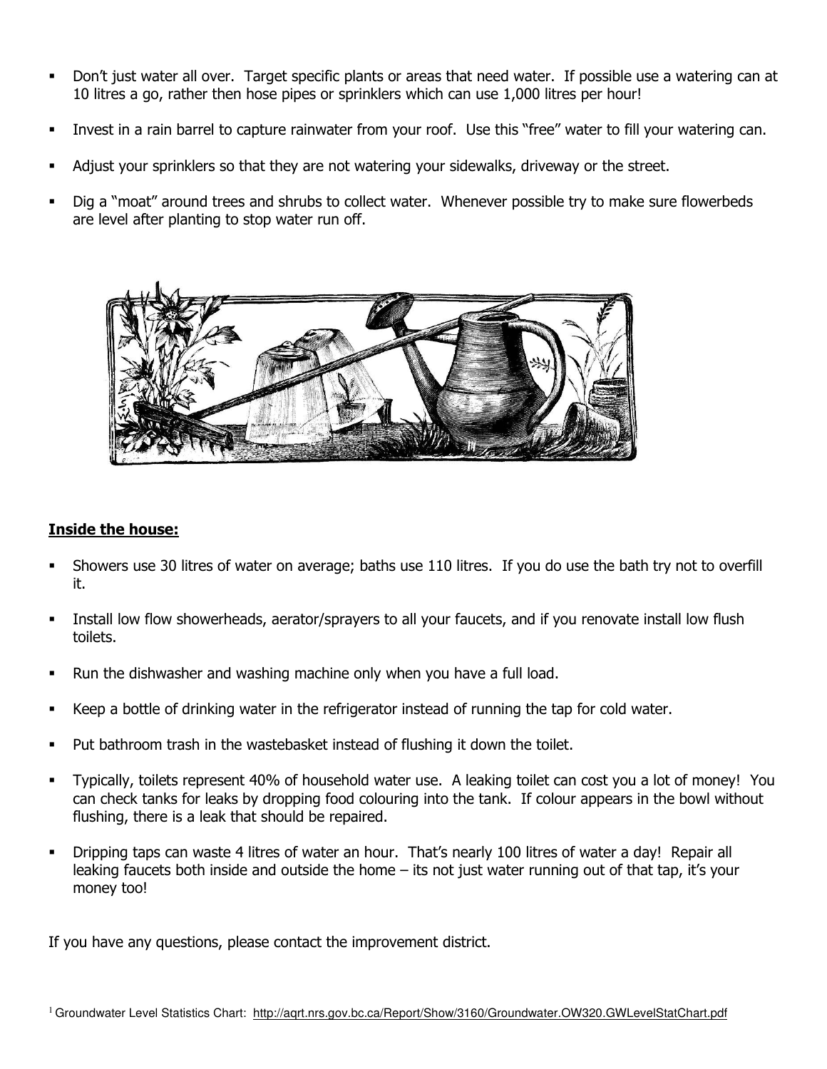- Don't just water all over. Target specific plants or areas that need water. If possible use a watering can at 10 litres a go, rather then hose pipes or sprinklers which can use 1,000 litres per hour!

- Invest in a rain barrel to capture rainwater from your roof. Use this "free" water to fill your watering can.

- Adjust your sprinklers so that they are not watering your sidewalks, driveway or the street.

- Dig a "moat" around trees and shrubs to collect water. Whenever possible try to make sure flowerbeds are level after planting to stop water run off.

**Inside the house:**

- Showers use 30 litres of water on average; baths use 110 litres. If you do use the bath try not to overfill it.

- Install low flow showerheads, aerator/sprayers to all your faucets, and if you renovate install low flush toilets.

- Run the dishwasher and washing machine only when you have a full load.

- Keep a bottle of drinking water in the refrigerator instead of running the tap for cold water.

- Put bathroom trash in the wastebasket instead of flushing it down the toilet.

- Typically, toilets represent 40% of household water use. A leaking toilet can cost you a lot of money! You can check tanks for leaks by dropping food colouring into the tank. If colour appears in the bowl without flushing, there is a leak that should be repaired.

- Dripping taps can waste 4 litres of water an hour. That's nearly 100 litres of water a day! Repair all leaking faucets both inside and outside the home – its not just water running out of that tap, it's your money too!

If you have any questions, please contact the improvement district.

[1] Groundwater Level Statistics Chart: http://aqrt.nrs.gov.bc.ca/Report/Show/3160/Groundwater.OW320.GWLevelStatChart.pdf